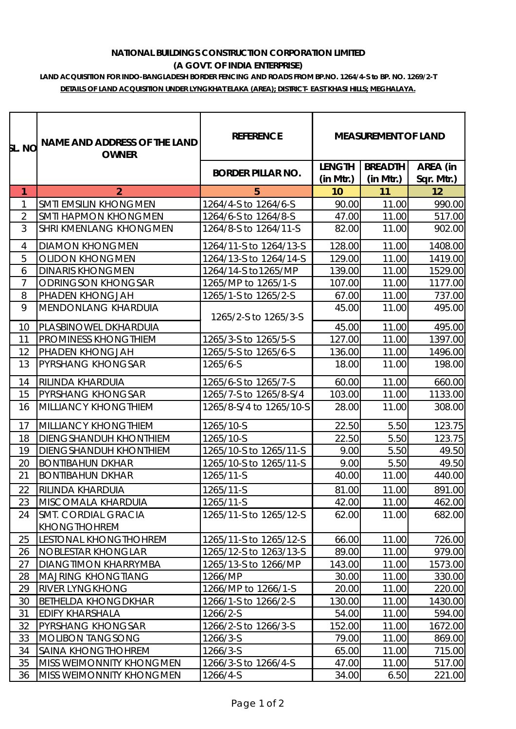**NATIONAL BUILDINGS CONSTRUCTION CORPORATION LIMITED**

**(A GOVT. OF INDIA ENTERPRISE)**

**LAND ACQUISTION FOR INDO-BANGLADESH BORDER FENCING AND ROADS FROM BP.NO. 1264/4-S to BP. NO. 1269/2-T**

**DETAILS OF LAND ACQUISITION UNDER LYNGKHAT ELAKA (AREA); DISTRICT- EAST KHASI HILLS; MEGHALAYA.**

| SL. NO | NAME AND ADDRESS OF THE LAND OWNER | REFERENCE | MEASUREMENT OF LAND | | |
|---|---|---|---|---|---|
| | | BORDER PILLAR NO. | LENGTH (in Mtr.) | BREADTH (in Mtr.) | AREA (in Sqr. Mtr.) |
| 1 | 2 | 5 | 10 | 11 | 12 |
| 1 | SMTI EMSILIN KHONGMEN | 1264/4-S to 1264/6-S | 90.00 | 11.00 | 990.00 |
| 2 | SMTI HAPMON KHONGMEN | 1264/6-S to 1264/8-S | 47.00 | 11.00 | 517.00 |
| 3 | SHRI KMENLANG KHONGMEN | 1264/8-S to 1264/11-S | 82.00 | 11.00 | 902.00 |
| 4 | DIAMON KHONGMEN | 1264/11-S to 1264/13-S | 128.00 | 11.00 | 1408.00 |
| 5 | OLIDON KHONGMEN | 1264/13-S to 1264/14-S | 129.00 | 11.00 | 1419.00 |
| 6 | DINARIS KHONGMEN | 1264/14-S to1265/MP | 139.00 | 11.00 | 1529.00 |
| 7 | ODRINGSON KHONGSAR | 1265/MP to 1265/1-S | 107.00 | 11.00 | 1177.00 |
| 8 | PHADEN KHONGJAH | 1265/1-S to 1265/2-S | 67.00 | 11.00 | 737.00 |
| 9 | MENDONLANG KHARDUIA | 1265/2-S to 1265/3-S | 45.00 | 11.00 | 495.00 |
| 10 | PLASBINOWEL DKHARDUIA | | 45.00 | 11.00 | 495.00 |
| 11 | PROMINESS KHONGTHIEM | 1265/3-S to 1265/5-S | 127.00 | 11.00 | 1397.00 |
| 12 | PHADEN KHONGJAH | 1265/5-S to 1265/6-S | 136.00 | 11.00 | 1496.00 |
| 13 | PYRSHANG KHONGSAR | 1265/6-S | 18.00 | 11.00 | 198.00 |
| 14 | RILINDA KHARDUIA | 1265/6-S to 1265/7-S | 60.00 | 11.00 | 660.00 |
| 15 | PYRSHANG KHONGSAR | 1265/7-S to 1265/8-S/4 | 103.00 | 11.00 | 1133.00 |
| 16 | MILLIANCY KHONGTHIEM | 1265/8-S/4 to 1265/10-S | 28.00 | 11.00 | 308.00 |
| 17 | MILLIANCY KHONGTHIEM | 1265/10-S | 22.50 | 5.50 | 123.75 |
| 18 | DIENGSHANDUH KHONTHIEM | 1265/10-S | 22.50 | 5.50 | 123.75 |
| 19 | DIENGSHANDUH KHONTHIEM | 1265/10-S to 1265/11-S | 9.00 | 5.50 | 49.50 |
| 20 | BONTIBAHUN DKHAR | 1265/10-S to 1265/11-S | 9.00 | 5.50 | 49.50 |
| 21 | BONTIBAHUN DKHAR | 1265/11-S | 40.00 | 11.00 | 440.00 |
| 22 | RILINDA KHARDUIA | 1265/11-S | 81.00 | 11.00 | 891.00 |
| 23 | MISCOMALA KHARDUIA | 1265/11-S | 42.00 | 11.00 | 462.00 |
| 24 | SMT. CORDIAL GRACIA KHONGTHOHREM | 1265/11-S to 1265/12-S | 62.00 | 11.00 | 682.00 |
| 25 | LESTONAL KHONGTHOHREM | 1265/11-S to 1265/12-S | 66.00 | 11.00 | 726.00 |
| 26 | NOBLESTAR KHONGLAR | 1265/12-S to 1263/13-S | 89.00 | 11.00 | 979.00 |
| 27 | DIANGTIMON KHARRYMBA | 1265/13-S to 1266/MP | 143.00 | 11.00 | 1573.00 |
| 28 | MAJRING KHONGTIANG | 1266/MP | 30.00 | 11.00 | 330.00 |
| 29 | RIVER LYNGKHONG | 1266/MP to 1266/1-S | 20.00 | 11.00 | 220.00 |
| 30 | BETHELDA KHONGDKHAR | 1266/1-S to 1266/2-S | 130.00 | 11.00 | 1430.00 |
| 31 | EDIFY KHARSHALA | 1266/2-S | 54.00 | 11.00 | 594.00 |
| 32 | PYRSHANG KHONGSAR | 1266/2-S to 1266/3-S | 152.00 | 11.00 | 1672.00 |
| 33 | MOLIBON TANGSONG | 1266/3-S | 79.00 | 11.00 | 869.00 |
| 34 | SAINA KHONGTHOHREM | 1266/3-S | 65.00 | 11.00 | 715.00 |
| 35 | MISS WEIMONNITY KHONGMEN | 1266/3-S to 1266/4-S | 47.00 | 11.00 | 517.00 |
| 36 | MISS WEIMONNITY KHONGMEN | 1266/4-S | 34.00 | 6.50 | 221.00 |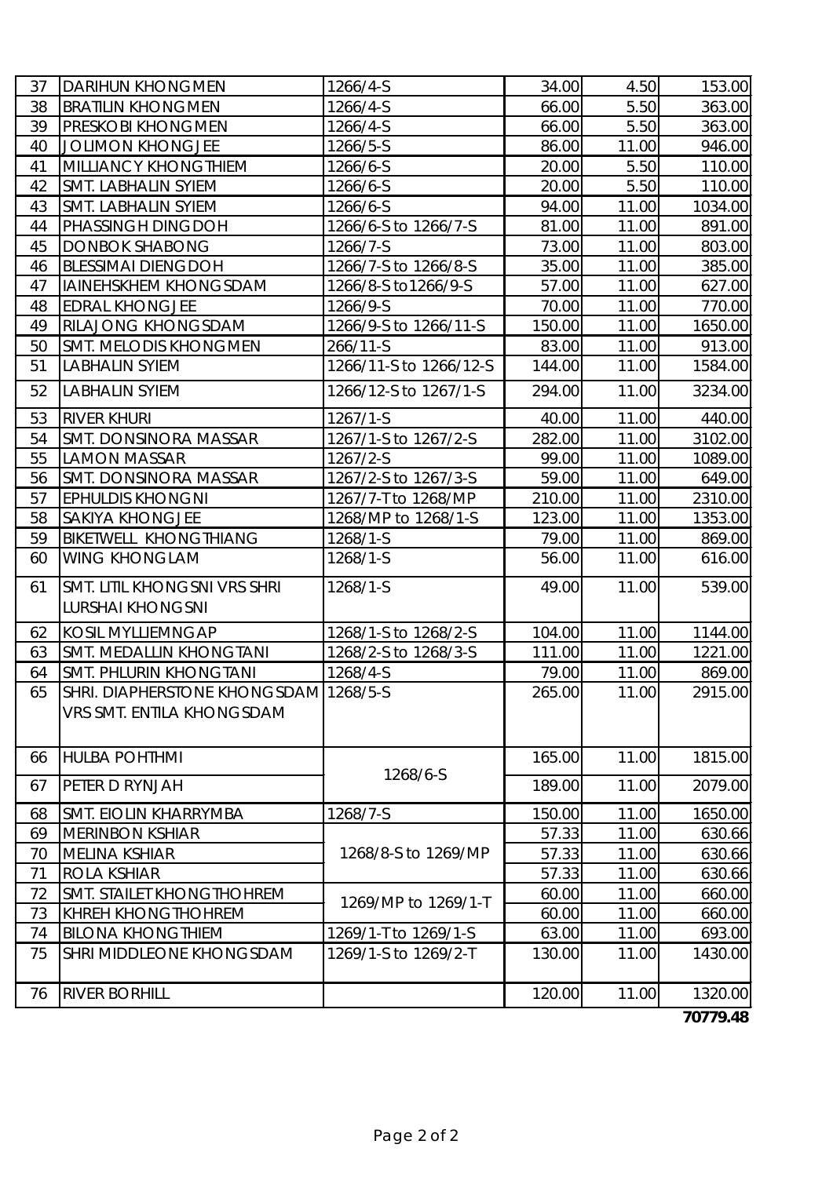| | | | | | |
|---|---|---|---|---|---|
| 37 | DARIHUN KHONGMEN | 1266/4-S | 34.00 | 4.50 | 153.00 |
| 38 | BRATILIN KHONGMEN | 1266/4-S | 66.00 | 5.50 | 363.00 |
| 39 | PRESKOBI KHONGMEN | 1266/4-S | 66.00 | 5.50 | 363.00 |
| 40 | JOLIMON KHONGJEE | 1266/5-S | 86.00 | 11.00 | 946.00 |
| 41 | MILLIANCY KHONGTHIEM | 1266/6-S | 20.00 | 5.50 | 110.00 |
| 42 | SMT. LABHALIN SYIEM | 1266/6-S | 20.00 | 5.50 | 110.00 |
| 43 | SMT. LABHALIN SYIEM | 1266/6-S | 94.00 | 11.00 | 1034.00 |
| 44 | PHASSINGH DINGDOH | 1266/6-S to 1266/7-S | 81.00 | 11.00 | 891.00 |
| 45 | DONBOK SHABONG | 1266/7-S | 73.00 | 11.00 | 803.00 |
| 46 | BLESSIMAI DIENGDOH | 1266/7-S to 1266/8-S | 35.00 | 11.00 | 385.00 |
| 47 | IAINEHSKHEM KHONGSDAM | 1266/8-S to1266/9-S | 57.00 | 11.00 | 627.00 |
| 48 | EDRAL KHONGJEE | 1266/9-S | 70.00 | 11.00 | 770.00 |
| 49 | RILAJONG KHONGSDAM | 1266/9-S to 1266/11-S | 150.00 | 11.00 | 1650.00 |
| 50 | SMT. MELODIS KHONGMEN | 266/11-S | 83.00 | 11.00 | 913.00 |
| 51 | LABHALIN SYIEM | 1266/11-S to 1266/12-S | 144.00 | 11.00 | 1584.00 |
| 52 | LABHALIN SYIEM | 1266/12-S to 1267/1-S | 294.00 | 11.00 | 3234.00 |
| 53 | RIVER KHURI | 1267/1-S | 40.00 | 11.00 | 440.00 |
| 54 | SMT. DONSINORA MASSAR | 1267/1-S to 1267/2-S | 282.00 | 11.00 | 3102.00 |
| 55 | LAMON MASSAR | 1267/2-S | 99.00 | 11.00 | 1089.00 |
| 56 | SMT. DONSINORA MASSAR | 1267/2-S to 1267/3-S | 59.00 | 11.00 | 649.00 |
| 57 | EPHULDIS KHONGNI | 1267/7-T to 1268/MP | 210.00 | 11.00 | 2310.00 |
| 58 | SAKIYA KHONGJEE | 1268/MP to 1268/1-S | 123.00 | 11.00 | 1353.00 |
| 59 | BIKETWELL KHONGTHIANG | 1268/1-S | 79.00 | 11.00 | 869.00 |
| 60 | WING KHONGLAM | 1268/1-S | 56.00 | 11.00 | 616.00 |
| 61 | SMT. LITIL KHONGSNI VRS SHRI LURSHAI KHONGSNI | 1268/1-S | 49.00 | 11.00 | 539.00 |
| 62 | KOSIL MYLLIEMNGAP | 1268/1-S to 1268/2-S | 104.00 | 11.00 | 1144.00 |
| 63 | SMT. MEDALLIN KHONGTANI | 1268/2-S to 1268/3-S | 111.00 | 11.00 | 1221.00 |
| 64 | SMT. PHLURIN KHONGTANI | 1268/4-S | 79.00 | 11.00 | 869.00 |
| 65 | SHRI. DIAPHERSTONE KHONGSDAM VRS SMT. ENTILA KHONGSDAM | 1268/5-S | 265.00 | 11.00 | 2915.00 |
| 66 | HULBA POHTHMI | 1268/6-S | 165.00 | 11.00 | 1815.00 |
| 67 | PETER D RYNJAH | | 189.00 | 11.00 | 2079.00 |
| 68 | SMT. EIOLIN KHARRYMBA | 1268/7-S | 150.00 | 11.00 | 1650.00 |
| 69 | MERINBON KSHIAR | 1268/8-S to 1269/MP | 57.33 | 11.00 | 630.66 |
| 70 | MELINA KSHIAR | | 57.33 | 11.00 | 630.66 |
| 71 | ROLA KSHIAR | | 57.33 | 11.00 | 630.66 |
| 72 | SMT. STAILET KHONGTHOHREM | 1269/MP to 1269/1-T | 60.00 | 11.00 | 660.00 |
| 73 | KHREH KHONGTHOHREM | | 60.00 | 11.00 | 660.00 |
| 74 | BILONA KHONGTHIEM | 1269/1-T to 1269/1-S | 63.00 | 11.00 | 693.00 |
| 75 | SHRI MIDDLEONE KHONGSDAM | 1269/1-S to 1269/2-T | 130.00 | 11.00 | 1430.00 |
| 76 | RIVER BORHILL | | 120.00 | 11.00 | 1320.00 |
| | | | | | **70779.48** |